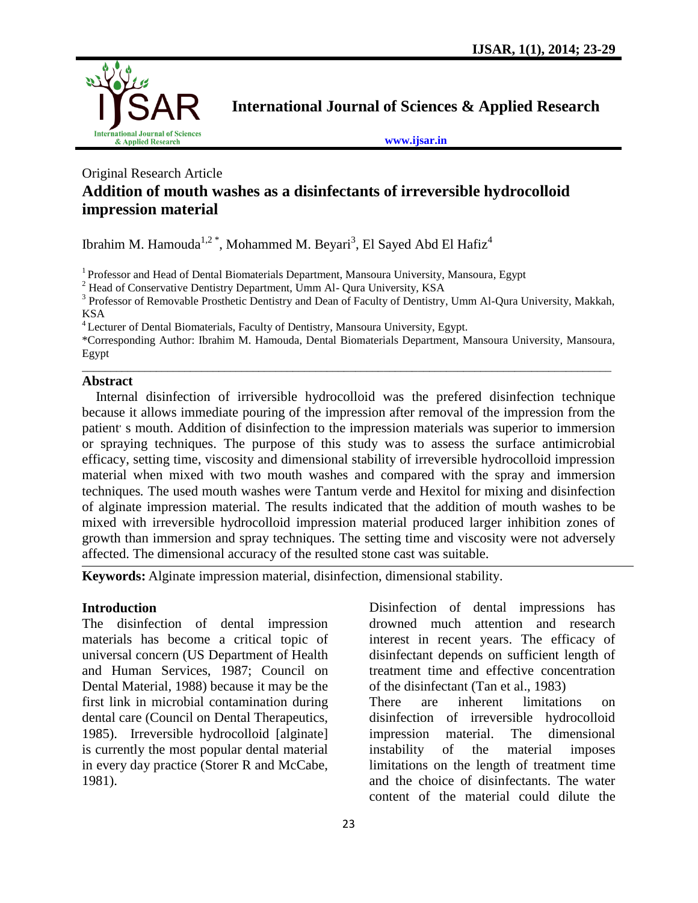## Original Research Article

# Addition of mouth washes as a disinfectants of irreversible hydrocolloid impression material

Ibrahim M. Hamouda[1,2 *], Mohammed M. Beyari[3], El Sayed Abd El Hafiz[4]

[1] Professor and Head of Dental Biomaterials Department, Mansoura University, Mansoura, Egypt

[2] Head of Conservative Dentistry Department, Umm Al- Qura University, KSA

[3] Professor of Removable Prosthetic Dentistry and Dean of Faculty of Dentistry, Umm Al-Qura University, Makkah, KSA

[4] Lecturer of Dental Biomaterials, Faculty of Dentistry, Mansoura University, Egypt.

*Corresponding Author: Ibrahim M. Hamouda, Dental Biomaterials Department, Mansoura University, Mansoura, Egypt

## Abstract

Internal disinfection of irriversible hydrocolloid was the prefered disinfection technique because it allows immediate pouring of the impression after removal of the impression from the patient' s mouth. Addition of disinfection to the impression materials was superior to immersion or spraying techniques. The purpose of this study was to assess the surface antimicrobial efficacy, setting time, viscosity and dimensional stability of irreversible hydrocolloid impression material when mixed with two mouth washes and compared with the spray and immersion techniques*.* The used mouth washes were Tantum verde and Hexitol for mixing and disinfection of alginate impression material. The results indicated that the addition of mouth washes to be mixed with irreversible hydrocolloid impression material produced larger inhibition zones of growth than immersion and spray techniques. The setting time and viscosity were not adversely affected. The dimensional accuracy of the resulted stone cast was suitable.

**Keywords:** Alginate impression material, disinfection, dimensional stability.

## Introduction

The disinfection of dental impression materials has become a critical topic of universal concern (US Department of Health and Human Services, 1987; Council on Dental Material, 1988) because it may be the first link in microbial contamination during dental care (Council on Dental Therapeutics, 1985). Irreversible hydrocolloid [alginate] is currently the most popular dental material in every day practice (Storer R and McCabe, 1981).

Disinfection of dental impressions has drowned much attention and research interest in recent years. The efficacy of disinfectant depends on sufficient length of treatment time and effective concentration of the disinfectant (Tan et al., 1983)

There are inherent limitations on disinfection of irreversible hydrocolloid impression material. The dimensional instability of the material imposes limitations on the length of treatment time and the choice of disinfectants. The water content of the material could dilute the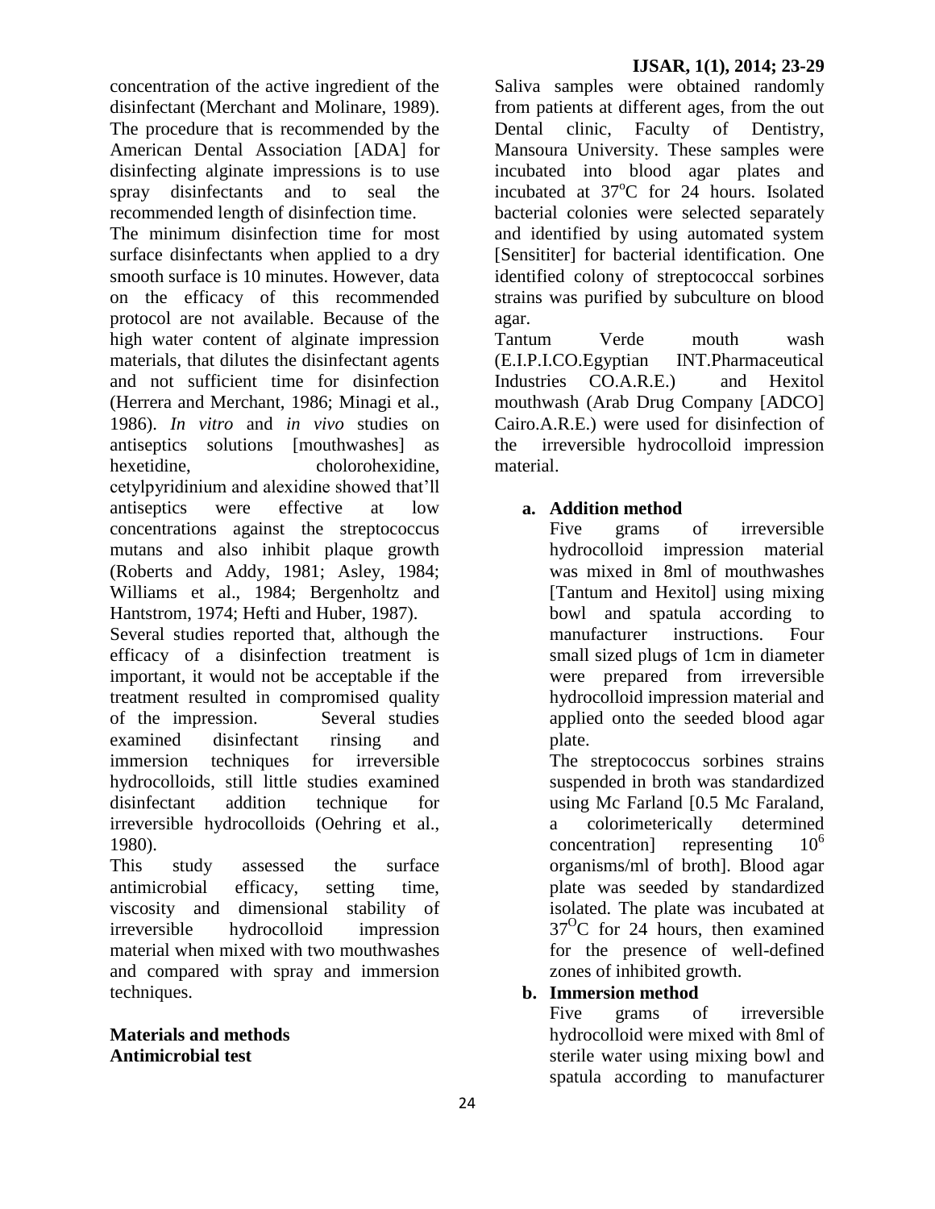concentration of the active ingredient of the disinfectant (Merchant and Molinare, 1989). The procedure that is recommended by the American Dental Association [ADA] for disinfecting alginate impressions is to use spray disinfectants and to seal the recommended length of disinfection time.

The minimum disinfection time for most surface disinfectants when applied to a dry smooth surface is 10 minutes. However, data on the efficacy of this recommended protocol are not available. Because of the high water content of alginate impression materials, that dilutes the disinfectant agents and not sufficient time for disinfection (Herrera and Merchant, 1986; Minagi et al., 1986). *In vitro* and *in vivo* studies on antiseptics solutions [mouthwashes] as hexetidine, cholorohexidine, cetylpyridinium and alexidine showed that'll antiseptics were effective at low concentrations against the streptococcus mutans and also inhibit plaque growth (Roberts and Addy, 1981; Asley, 1984; Williams et al., 1984; Bergenholtz and Hantstrom, 1974; Hefti and Huber, 1987).

Several studies reported that, although the efficacy of a disinfection treatment is important, it would not be acceptable if the treatment resulted in compromised quality of the impression. Several studies examined disinfectant rinsing and immersion techniques for irreversible hydrocolloids, still little studies examined disinfectant addition technique for irreversible hydrocolloids (Oehring et al., 1980).

This study assessed the surface antimicrobial efficacy, setting time, viscosity and dimensional stability of irreversible hydrocolloid impression material when mixed with two mouthwashes and compared with spray and immersion techniques.

## Materials and methods

### Antimicrobial test

Saliva samples were obtained randomly from patients at different ages, from the out Dental clinic, Faculty of Dentistry, Mansoura University. These samples were incubated into blood agar plates and incubated at $37^{o}C$ for 24 hours. Isolated bacterial colonies were selected separately and identified by using automated system [Sensititer] for bacterial identification. One identified colony of streptococcal sorbines strains was purified by subculture on blood agar.

Tantum Verde mouth wash (E.I.P.I.CO.Egyptian INT.Pharmaceutical Industries CO.A.R.E.) and Hexitol mouthwash (Arab Drug Company [ADCO] Cairo.A.R.E.) were used for disinfection of the irreversible hydrocolloid impression material.

**a. Addition method**

Five grams of irreversible hydrocolloid impression material was mixed in 8ml of mouthwashes [Tantum and Hexitol] using mixing bowl and spatula according to manufacturer instructions. Four small sized plugs of 1cm in diameter were prepared from irreversible hydrocolloid impression material and applied onto the seeded blood agar plate.

The streptococcus sorbines strains suspended in broth was standardized using Mc Farland [0.5 Mc Faraland, a colorimeterically determined concentration] representing $10^{6}$ organisms/ml of broth]. Blood agar plate was seeded by standardized isolated. The plate was incubated at $37^{O}C$ for 24 hours, then examined for the presence of well-defined zones of inhibited growth.

**b. Immersion method**

Five grams of irreversible hydrocolloid were mixed with 8ml of sterile water using mixing bowl and spatula according to manufacturer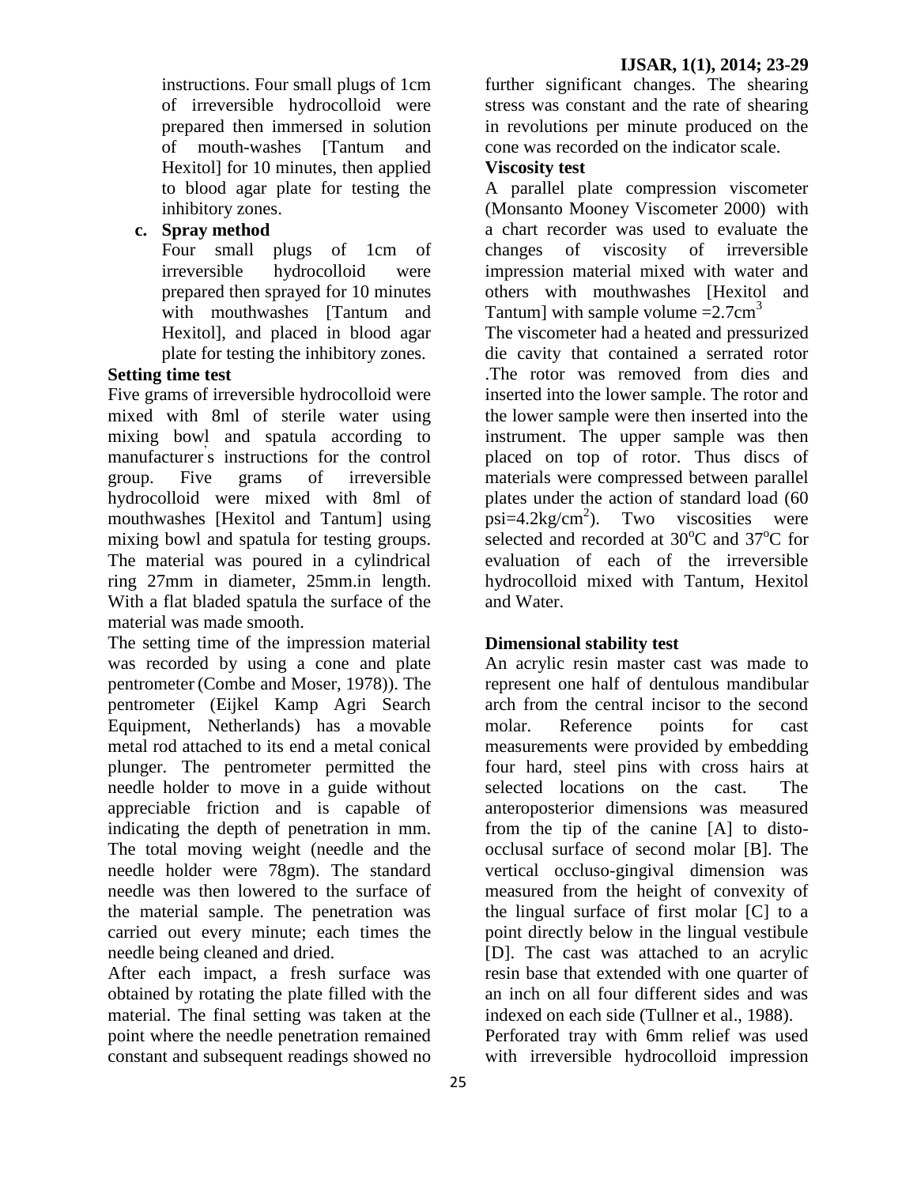instructions. Four small plugs of 1cm of irreversible hydrocolloid were prepared then immersed in solution of mouth-washes [Tantum and Hexitol] for 10 minutes, then applied to blood agar plate for testing the inhibitory zones.

**c. Spray method**

Four small plugs of 1cm of irreversible hydrocolloid were prepared then sprayed for 10 minutes with mouthwashes [Tantum and Hexitol], and placed in blood agar plate for testing the inhibitory zones.

**Setting time test**

Five grams of irreversible hydrocolloid were mixed with 8ml of sterile water using mixing bowl and spatula according to manufacturer's instructions for the control group. Five grams of irreversible hydrocolloid were mixed with 8ml of mouthwashes [Hexitol and Tantum] using mixing bowl and spatula for testing groups. The material was poured in a cylindrical ring 27mm in diameter, 25mm.in length. With a flat bladed spatula the surface of the material was made smooth.

The setting time of the impression material was recorded by using a cone and plate pentrometer (Combe and Moser, 1978)). The pentrometer (Eijkel Kamp Agri Search Equipment, Netherlands) has a movable metal rod attached to its end a metal conical plunger. The pentrometer permitted the needle holder to move in a guide without appreciable friction and is capable of indicating the depth of penetration in mm. The total moving weight (needle and the needle holder were 78gm). The standard needle was then lowered to the surface of the material sample. The penetration was carried out every minute; each times the needle being cleaned and dried.

After each impact, a fresh surface was obtained by rotating the plate filled with the material. The final setting was taken at the point where the needle penetration remained constant and subsequent readings showed no further significant changes. The shearing stress was constant and the rate of shearing in revolutions per minute produced on the cone was recorded on the indicator scale.

**Viscosity test**

A parallel plate compression viscometer (Monsanto Mooney Viscometer 2000) with a chart recorder was used to evaluate the changes of viscosity of irreversible impression material mixed with water and others with mouthwashes [Hexitol and Tantum] with sample volume =2.7cm$^3$

The viscometer had a heated and pressurized die cavity that contained a serrated rotor .The rotor was removed from dies and inserted into the lower sample. The rotor and the lower sample were then inserted into the instrument. The upper sample was then placed on top of rotor. Thus discs of materials were compressed between parallel plates under the action of standard load (60 psi=4.2kg/cm$^2$). Two viscosities were selected and recorded at 30$^o$C and 37$^o$C for evaluation of each of the irreversible hydrocolloid mixed with Tantum, Hexitol and Water.

**Dimensional stability test**

An acrylic resin master cast was made to represent one half of dentulous mandibular arch from the central incisor to the second molar. Reference points for cast measurements were provided by embedding four hard, steel pins with cross hairs at selected locations on the cast. The anteroposterior dimensions was measured from the tip of the canine [A] to disto-occlusal surface of second molar [B]. The vertical occluso-gingival dimension was measured from the height of convexity of the lingual surface of first molar [C] to a point directly below in the lingual vestibule [D]. The cast was attached to an acrylic resin base that extended with one quarter of an inch on all four different sides and was indexed on each side (Tullner et al., 1988).

Perforated tray with 6mm relief was used with irreversible hydrocolloid impression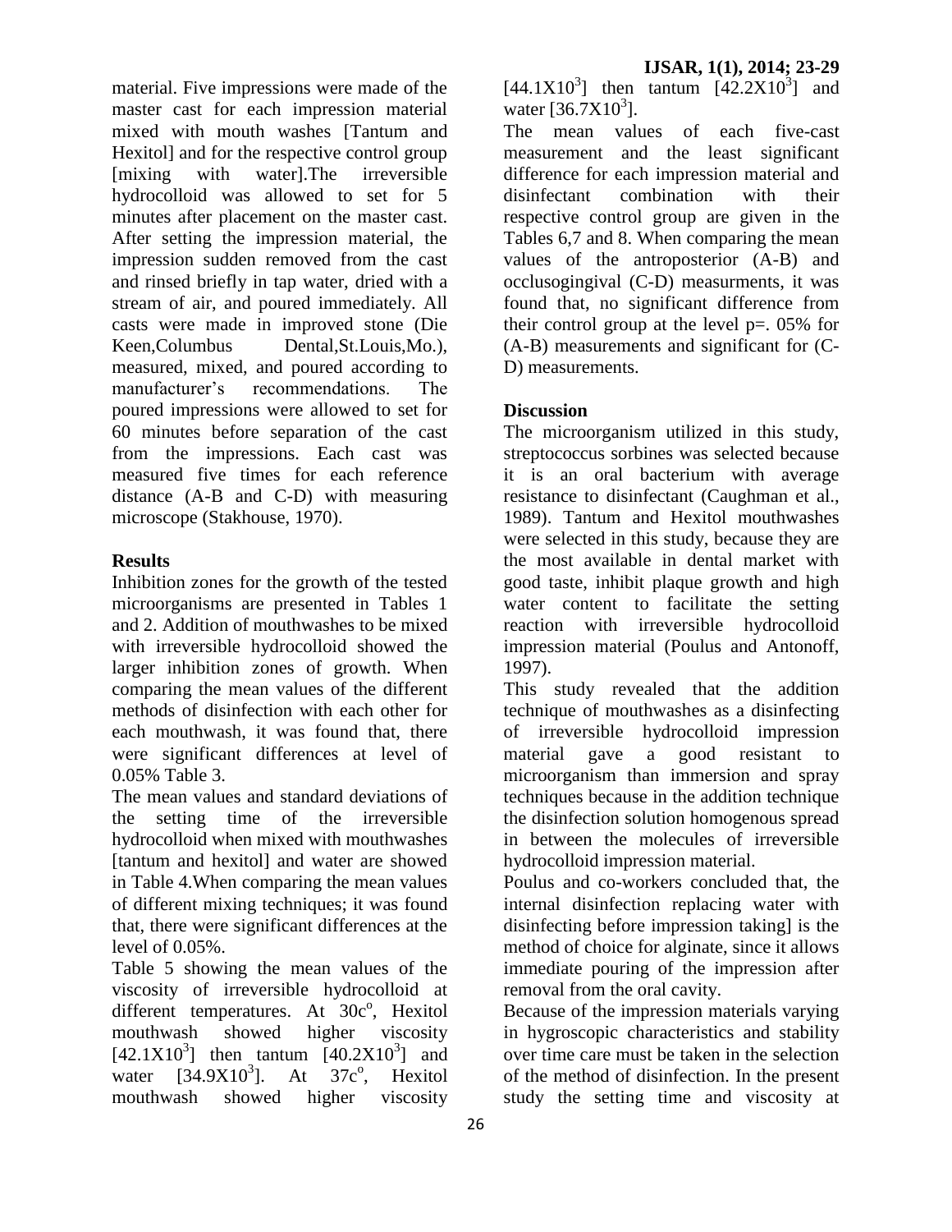material. Five impressions were made of the master cast for each impression material mixed with mouth washes [Tantum and Hexitol] and for the respective control group [mixing with water].The irreversible hydrocolloid was allowed to set for 5 minutes after placement on the master cast. After setting the impression material, the impression sudden removed from the cast and rinsed briefly in tap water, dried with a stream of air, and poured immediately. All casts were made in improved stone (Die Keen,Columbus Dental,St.Louis,Mo.), measured, mixed, and poured according to manufacturer's recommendations. The poured impressions were allowed to set for 60 minutes before separation of the cast from the impressions. Each cast was measured five times for each reference distance (A-B and C-D) with measuring microscope (Stakhouse, 1970).

## Results

Inhibition zones for the growth of the tested microorganisms are presented in Tables 1 and 2. Addition of mouthwashes to be mixed with irreversible hydrocolloid showed the larger inhibition zones of growth. When comparing the mean values of the different methods of disinfection with each other for each mouthwash, it was found that, there were significant differences at level of 0.05% Table 3.

The mean values and standard deviations of the setting time of the irreversible hydrocolloid when mixed with mouthwashes [tantum and hexitol] and water are showed in Table 4.When comparing the mean values of different mixing techniques; it was found that, there were significant differences at the level of 0.05%.

Table 5 showing the mean values of the viscosity of irreversible hydrocolloid at different temperatures. At 30c$^{o}$, Hexitol mouthwash showed higher viscosity [$42.1X10^{3}$] then tantum [$40.2X10^{3}$] and water [$34.9X10^{3}$]. At 37c$^{o}$, Hexitol mouthwash showed higher viscosity [$44.1X10^{3}$] then tantum [$42.2X10^{3}$] and water [$36.7X10^{3}$].

The mean values of each five-cast measurement and the least significant difference for each impression material and disinfectant combination with their respective control group are given in the Tables 6,7 and 8. When comparing the mean values of the antroposterior (A-B) and occlusogingival (C-D) measurments, it was found that, no significant difference from their control group at the level p=. 05% for (A-B) measurements and significant for (C-D) measurements.

## Discussion

The microorganism utilized in this study, streptococcus sorbines was selected because it is an oral bacterium with average resistance to disinfectant (Caughman et al., 1989). Tantum and Hexitol mouthwashes were selected in this study, because they are the most available in dental market with good taste, inhibit plaque growth and high water content to facilitate the setting reaction with irreversible hydrocolloid impression material (Poulus and Antonoff, 1997).

This study revealed that the addition technique of mouthwashes as a disinfecting of irreversible hydrocolloid impression material gave a good resistant to microorganism than immersion and spray techniques because in the addition technique the disinfection solution homogenous spread in between the molecules of irreversible hydrocolloid impression material.

Poulus and co-workers concluded that, the internal disinfection replacing water with disinfecting before impression taking] is the method of choice for alginate, since it allows immediate pouring of the impression after removal from the oral cavity.

Because of the impression materials varying in hygroscopic characteristics and stability over time care must be taken in the selection of the method of disinfection. In the present study the setting time and viscosity at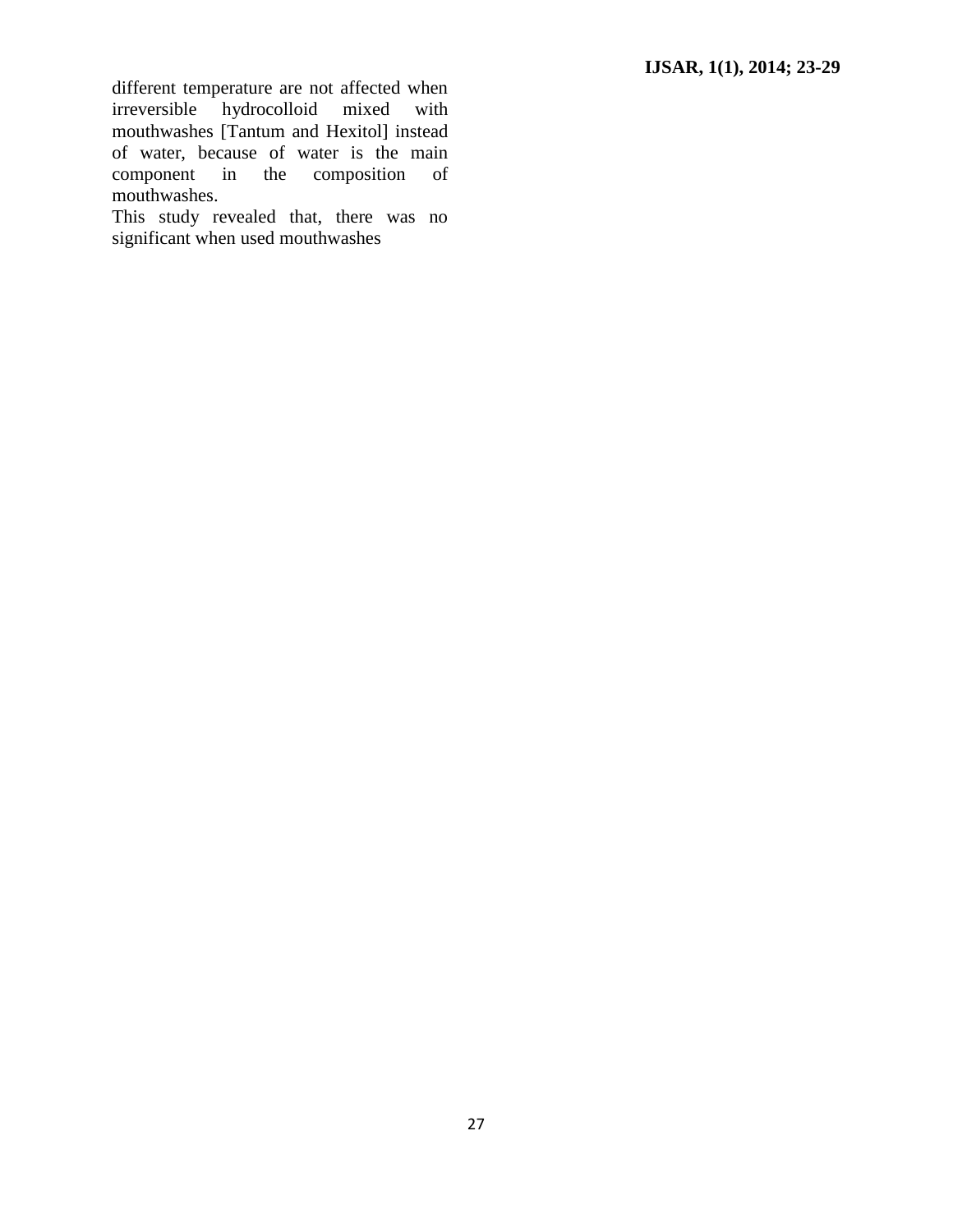different temperature are not affected when irreversible hydrocolloid mixed with mouthwashes [Tantum and Hexitol] instead of water, because of water is the main component in the composition of mouthwashes.

This study revealed that, there was no significant when used mouthwashes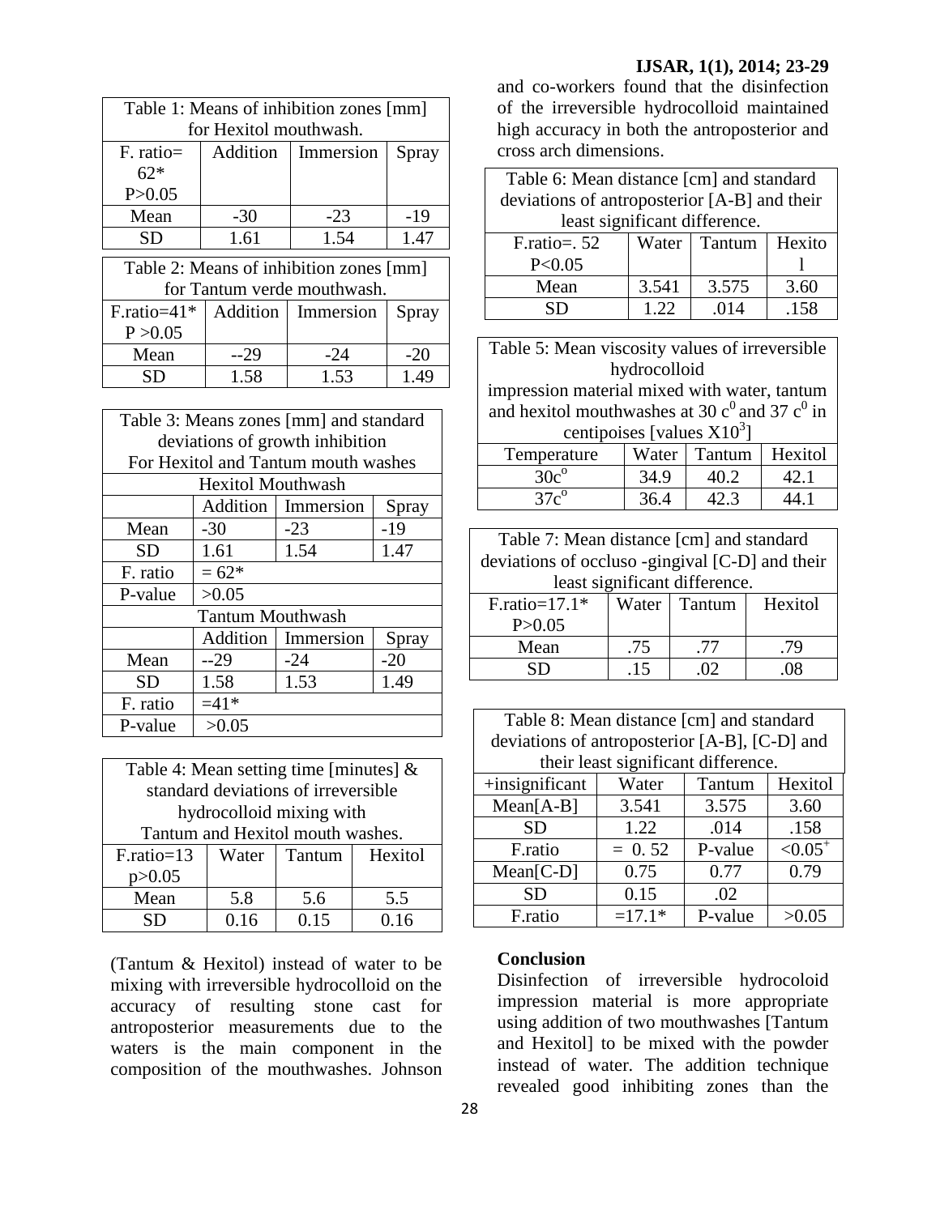| Table 1: Means of inhibition zones [mm] for Hexitol mouthwash. | | | |
|---|---|---|---|
| F. ratio= 62* P>0.05 | Addition | Immersion | Spray |
| Mean | -30 | -23 | -19 |
| SD | 1.61 | 1.54 | 1.47 |

| Table 2: Means of inhibition zones [mm] for Tantum verde mouthwash. | | | |
|---|---|---|---|
| F.ratio=41* P >0.05 | Addition | Immersion | Spray |
| Mean | --29 | -24 | -20 |
| SD | 1.58 | 1.53 | 1.49 |

| Table 3: Means zones [mm] and standard deviations of growth inhibition For Hexitol and Tantum mouth washes | | | |
|---|---|---|---|
| Hexitol Mouthwash | | | |
| | Addition | Immersion | Spray |
| Mean | -30 | -23 | -19 |
| SD | 1.61 | 1.54 | 1.47 |
| F. ratio | = 62* | | |
| P-value | >0.05 | | |
| Tantum Mouthwash | | | |
| | Addition | Immersion | Spray |
| Mean | --29 | -24 | -20 |
| SD | 1.58 | 1.53 | 1.49 |
| F. ratio | =41* | | |
| P-value | >0.05 | | |

| Table 4: Mean setting time [minutes] & standard deviations of irreversible hydrocolloid mixing with Tantum and Hexitol mouth washes. | | | |
|---|---|---|---|
| F.ratio=13 p>0.05 | Water | Tantum | Hexitol |
| Mean | 5.8 | 5.6 | 5.5 |
| SD | 0.16 | 0.15 | 0.16 |

(Tantum & Hexitol) instead of water to be mixing with irreversible hydrocolloid on the accuracy of resulting stone cast for antroposterior measurements due to the waters is the main component in the composition of the mouthwashes. Johnson and co-workers found that the disinfection of the irreversible hydrocolloid maintained high accuracy in both the antroposterior and cross arch dimensions.

| Table 6: Mean distance [cm] and standard deviations of antroposterior [A-B] and their least significant difference. | | | |
|---|---|---|---|
| F.ratio=. 52 P<0.05 | Water | Tantum | Hexitol |
| Mean | 3.541 | 3.575 | 3.60 |
| SD | 1.22 | .014 | .158 |

| Table 5: Mean viscosity values of irreversible hydrocolloid impression material mixed with water, tantum and hexitol mouthwashes at 30 $c^0$ and 37 $c^0$ in centipoises [values $X10^3$] | | | |
|---|---|---|---|
| Temperature | Water | Tantum | Hexitol |
| $30c^o$ | 34.9 | 40.2 | 42.1 |
| $37c^o$ | 36.4 | 42.3 | 44.1 |

| Table 7: Mean distance [cm] and standard deviations of occluso -gingival [C-D] and their least significant difference. | | | |
|---|---|---|---|
| F.ratio=17.1* P>0.05 | Water | Tantum | Hexitol |
| Mean | .75 | .77 | .79 |
| SD | .15 | .02 | .08 |

| Table 8: Mean distance [cm] and standard deviations of antroposterior [A-B], [C-D] and their least significant difference. | | | |
|---|---|---|---|
| +insignificant | Water | Tantum | Hexitol |
| Mean[A-B] | 3.541 | 3.575 | 3.60 |
| SD | 1.22 | .014 | .158 |
| F.ratio | = 0. 52 | P-value | <0.05+ |
| Mean[C-D] | 0.75 | 0.77 | 0.79 |
| SD | 0.15 | .02 | |
| F.ratio | =17.1* | P-value | >0.05 |

**Conclusion**

Disinfection of irreversible hydrocoloid impression material is more appropriate using addition of two mouthwashes [Tantum and Hexitol] to be mixed with the powder instead of water. The addition technique revealed good inhibiting zones than the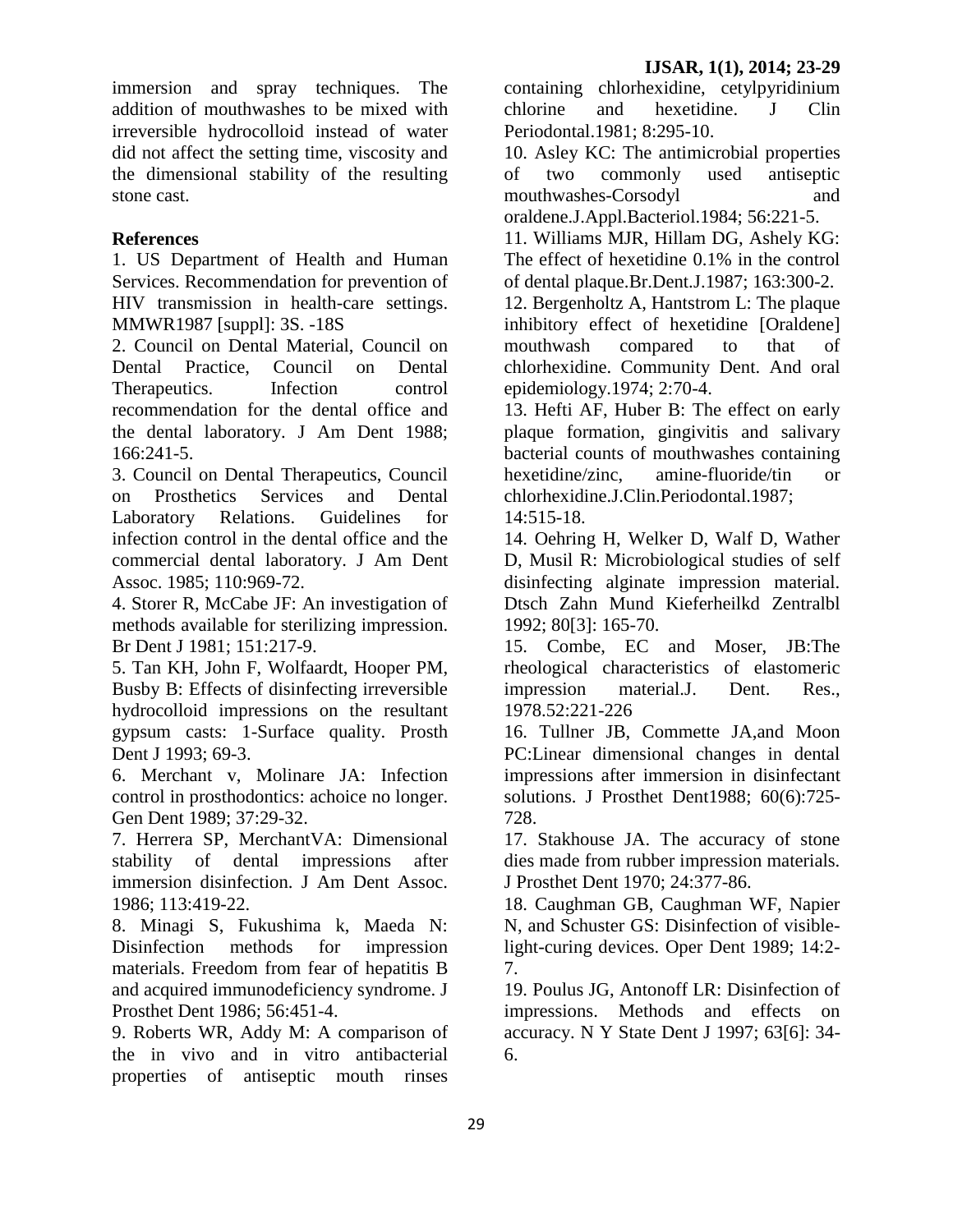immersion and spray techniques. The addition of mouthwashes to be mixed with irreversible hydrocolloid instead of water did not affect the setting time, viscosity and the dimensional stability of the resulting stone cast.

**References**

1. US Department of Health and Human Services. Recommendation for prevention of HIV transmission in health-care settings. MMWR1987 [suppl]: 3S. -18S
2. Council on Dental Material, Council on Dental Practice, Council on Dental Therapeutics. Infection control recommendation for the dental office and the dental laboratory. J Am Dent 1988; 166:241-5.
3. Council on Dental Therapeutics, Council on Prosthetics Services and Dental Laboratory Relations. Guidelines for infection control in the dental office and the commercial dental laboratory. J Am Dent Assoc. 1985; 110:969-72.
4. Storer R, McCabe JF: An investigation of methods available for sterilizing impression. Br Dent J 1981; 151:217-9.
5. Tan KH, John F, Wolfaardt, Hooper PM, Busby B: Effects of disinfecting irreversible hydrocolloid impressions on the resultant gypsum casts: 1-Surface quality. Prosth Dent J 1993; 69-3.
6. Merchant v, Molinare JA: Infection control in prosthodontics: achoice no longer. Gen Dent 1989; 37:29-32.
7. Herrera SP, MerchantVA: Dimensional stability of dental impressions after immersion disinfection. J Am Dent Assoc. 1986; 113:419-22.
8. Minagi S, Fukushima k, Maeda N: Disinfection methods for impression materials. Freedom from fear of hepatitis B and acquired immunodeficiency syndrome. J Prosthet Dent 1986; 56:451-4.
9. Roberts WR, Addy M: A comparison of the in vivo and in vitro antibacterial properties of antiseptic mouth rinses containing chlorhexidine, cetylpyridinium chlorine and hexetidine. J Clin Periodontal.1981; 8:295-10.
10. Asley KC: The antimicrobial properties of two commonly used antiseptic mouthwashes-Corsodyl and oraldene.J.Appl.Bacteriol.1984; 56:221-5.
11. Williams MJR, Hillam DG, Ashely KG: The effect of hexetidine 0.1% in the control of dental plaque.Br.Dent.J.1987; 163:300-2.
12. Bergenholtz A, Hantstrom L: The plaque inhibitory effect of hexetidine [Oraldene] mouthwash compared to that of chlorhexidine. Community Dent. And oral epidemiology.1974; 2:70-4.
13. Hefti AF, Huber B: The effect on early plaque formation, gingivitis and salivary bacterial counts of mouthwashes containing hexetidine/zinc, amine-fluoride/tin or chlorhexidine.J.Clin.Periodontal.1987; 14:515-18.
14. Oehring H, Welker D, Walf D, Wather D, Musil R: Microbiological studies of self disinfecting alginate impression material. Dtsch Zahn Mund Kieferheilkd Zentralbl 1992; 80[3]: 165-70.
15. Combe, EC and Moser, JB:The rheological characteristics of elastomeric impression material.J. Dent. Res., 1978.52:221-226
16. Tullner JB, Commette JA,and Moon PC:Linear dimensional changes in dental impressions after immersion in disinfectant solutions. J Prosthet Dent1988; 60(6):725-728.
17. Stakhouse JA. The accuracy of stone dies made from rubber impression materials. J Prosthet Dent 1970; 24:377-86.
18. Caughman GB, Caughman WF, Napier N, and Schuster GS: Disinfection of visible-light-curing devices. Oper Dent 1989; 14:2-7.
19. Poulus JG, Antonoff LR: Disinfection of impressions. Methods and effects on accuracy. N Y State Dent J 1997; 63[6]: 34-6.